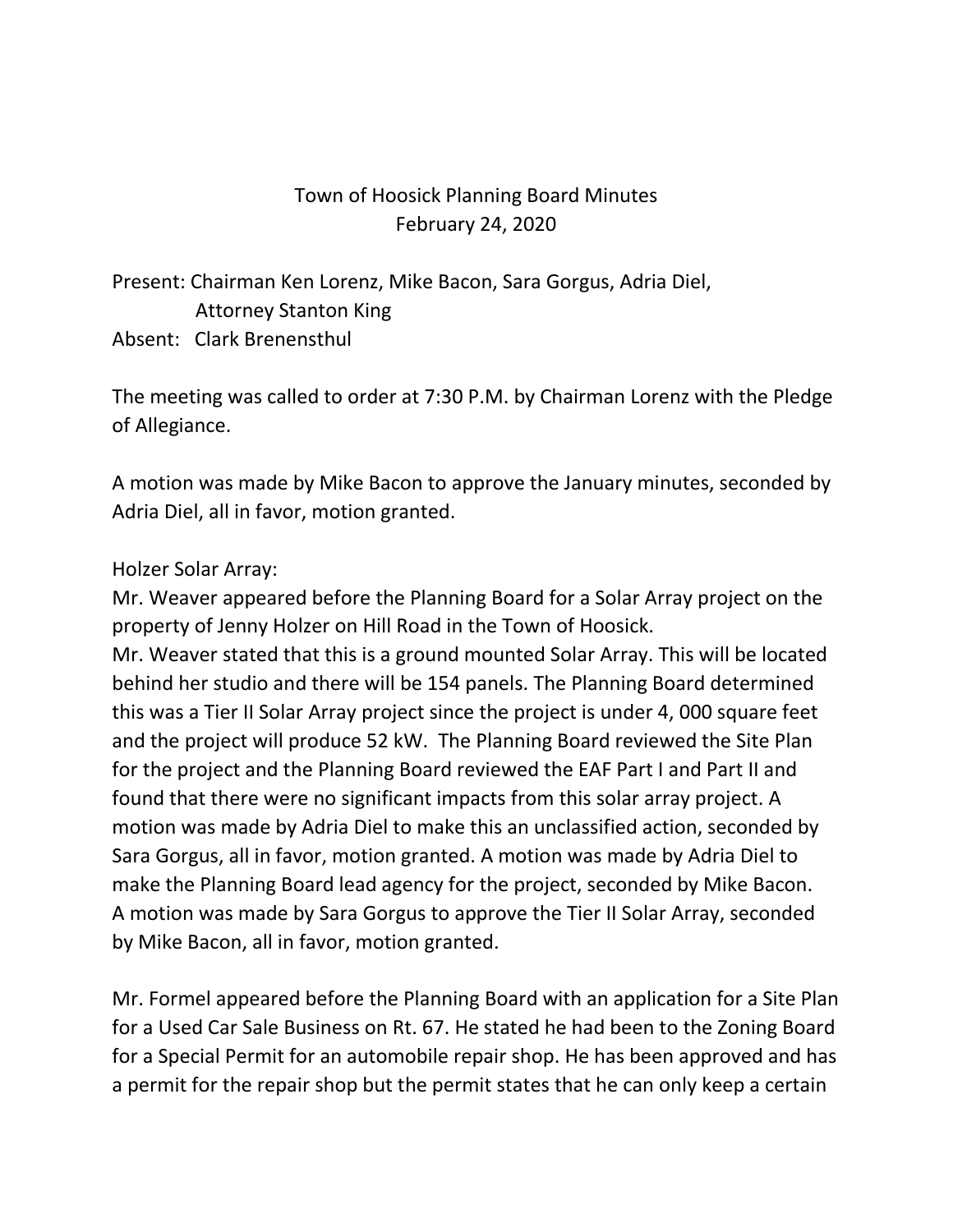# Town of Hoosick Planning Board Minutes
February 24, 2020

Present: Chairman Ken Lorenz, Mike Bacon, Sara Gorgus, Adria Diel, Attorney Stanton King
Absent: Clark Brenensthul

The meeting was called to order at 7:30 P.M. by Chairman Lorenz with the Pledge of Allegiance.

A motion was made by Mike Bacon to approve the January minutes, seconded by Adria Diel, all in favor, motion granted.

Holzer Solar Array:
Mr. Weaver appeared before the Planning Board for a Solar Array project on the property of Jenny Holzer on Hill Road in the Town of Hoosick.
Mr. Weaver stated that this is a ground mounted Solar Array. This will be located behind her studio and there will be 154 panels. The Planning Board determined this was a Tier II Solar Array project since the project is under 4, 000 square feet and the project will produce 52 kW. The Planning Board reviewed the Site Plan for the project and the Planning Board reviewed the EAF Part I and Part II and found that there were no significant impacts from this solar array project. A motion was made by Adria Diel to make this an unclassified action, seconded by Sara Gorgus, all in favor, motion granted. A motion was made by Adria Diel to make the Planning Board lead agency for the project, seconded by Mike Bacon. A motion was made by Sara Gorgus to approve the Tier II Solar Array, seconded by Mike Bacon, all in favor, motion granted.

Mr. Formel appeared before the Planning Board with an application for a Site Plan for a Used Car Sale Business on Rt. 67. He stated he had been to the Zoning Board for a Special Permit for an automobile repair shop. He has been approved and has a permit for the repair shop but the permit states that he can only keep a certain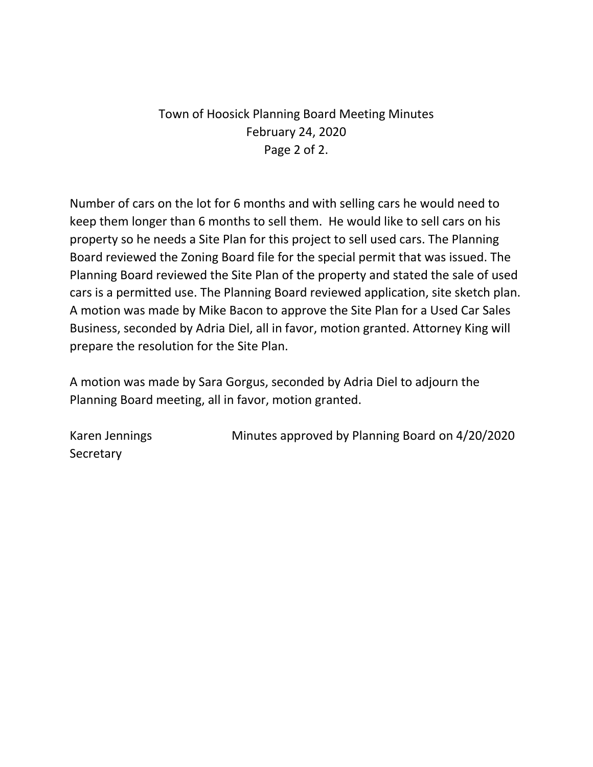Number of cars on the lot for 6 months and with selling cars he would need to keep them longer than 6 months to sell them. He would like to sell cars on his property so he needs a Site Plan for this project to sell used cars. The Planning Board reviewed the Zoning Board file for the special permit that was issued. The Planning Board reviewed the Site Plan of the property and stated the sale of used cars is a permitted use. The Planning Board reviewed application, site sketch plan. A motion was made by Mike Bacon to approve the Site Plan for a Used Car Sales Business, seconded by Adria Diel, all in favor, motion granted. Attorney King will prepare the resolution for the Site Plan.

A motion was made by Sara Gorgus, seconded by Adria Diel to adjourn the Planning Board meeting, all in favor, motion granted.

Karen Jennings
Secretary

Minutes approved by Planning Board on 4/20/2020